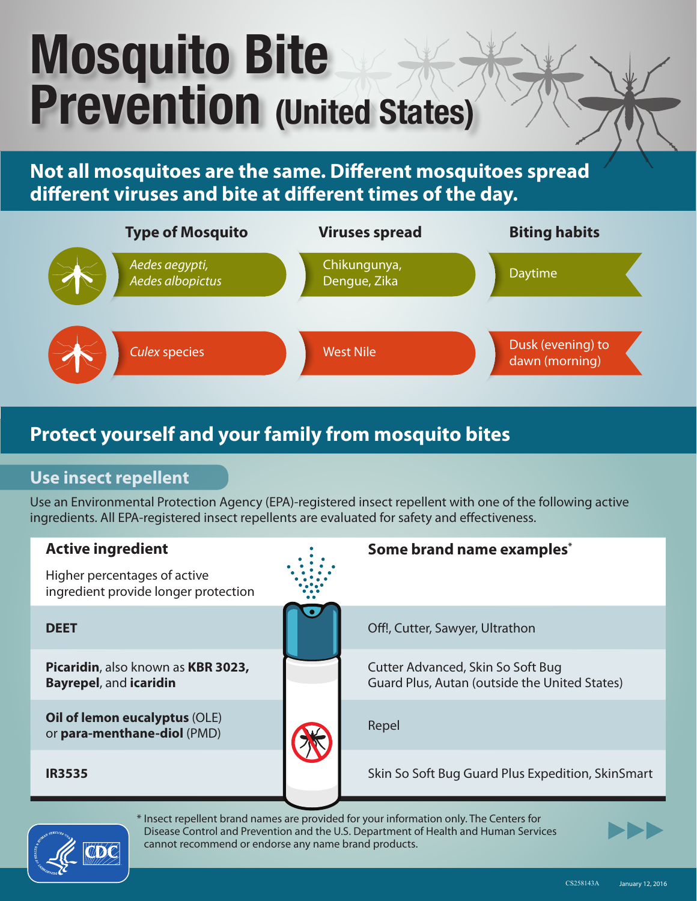# Mosquito Bite Prevention (United States)

## Not all mosquitoes are the same. Different mosquitoes spread different viruses and bite at different times of the day.

| Type of Mosquito | Viruses spread | Biting habits |
|---|---|---|
| *Aedes aegypti, Aedes albopictus* | Chikungunya, Dengue, Zika | Daytime |
| *Culex* species | West Nile | Dusk (evening) to dawn (morning) |

## Protect yourself and your family from mosquito bites

### Use insect repellent

Use an Environmental Protection Agency (EPA)-registered insect repellent with one of the following active ingredients. All EPA-registered insect repellents are evaluated for safety and effectiveness.

| **Active ingredient**<br>Higher percentages of active ingredient provide longer protection | **Some brand name examples*** |
|---|---|
| **DEET** | Off!, Cutter, Sawyer, Ultrathon |
| **Picaridin**, also known as **KBR 3023, Bayrepel**, and **icaridin** | Cutter Advanced, Skin So Soft Bug Guard Plus, Autan (outside the United States) |
| **Oil of lemon eucalyptus** (OLE) or **para-menthane-diol** (PMD) | Repel |
| **IR3535** | Skin So Soft Bug Guard Plus Expedition, SkinSmart |

* Insect repellent brand names are provided for your information only. The Centers for Disease Control and Prevention and the U.S. Department of Health and Human Services cannot recommend or endorse any name brand products.

CS258143A January 12, 2016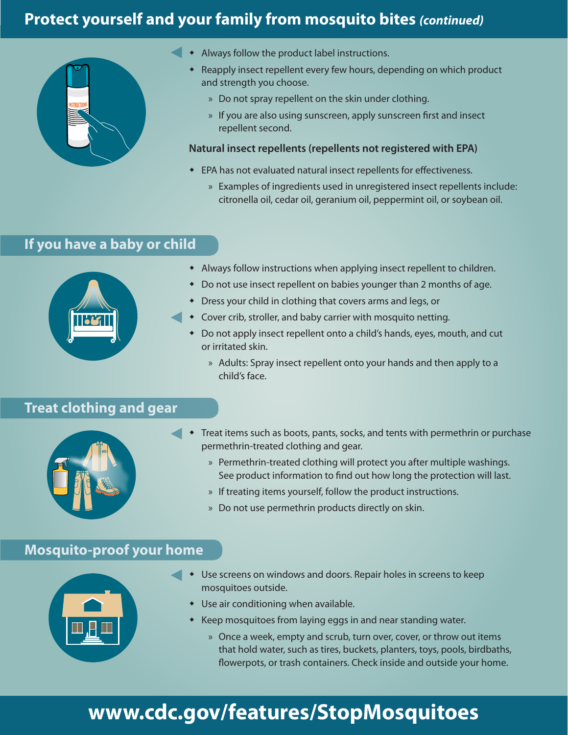## Protect yourself and your family from mosquito bites *(continued)*

- Always follow the product label instructions.
- Reapply insect repellent every few hours, depending on which product and strength you choose.
  - Do not spray repellent on the skin under clothing.
  - If you are also using sunscreen, apply sunscreen first and insect repellent second.

**Natural insect repellents (repellents not registered with EPA)**

- EPA has not evaluated natural insect repellents for effectiveness.
  - Examples of ingredients used in unregistered insect repellents include: citronella oil, cedar oil, geranium oil, peppermint oil, or soybean oil.

## If you have a baby or child

- Always follow instructions when applying insect repellent to children.
- Do not use insect repellent on babies younger than 2 months of age.
- Dress your child in clothing that covers arms and legs, or
- Cover crib, stroller, and baby carrier with mosquito netting.
- Do not apply insect repellent onto a child's hands, eyes, mouth, and cut or irritated skin.
  - Adults: Spray insect repellent onto your hands and then apply to a child's face.

## Treat clothing and gear

- Treat items such as boots, pants, socks, and tents with permethrin or purchase permethrin-treated clothing and gear.
  - Permethrin-treated clothing will protect you after multiple washings. See product information to find out how long the protection will last.
  - If treating items yourself, follow the product instructions.
  - Do not use permethrin products directly on skin.

## Mosquito-proof your home

- Use screens on windows and doors. Repair holes in screens to keep mosquitoes outside.
- Use air conditioning when available.
- Keep mosquitoes from laying eggs in and near standing water.
  - Once a week, empty and scrub, turn over, cover, or throw out items that hold water, such as tires, buckets, planters, toys, pools, birdbaths, flowerpots, or trash containers. Check inside and outside your home.

**www.cdc.gov/features/StopMosquitoes**